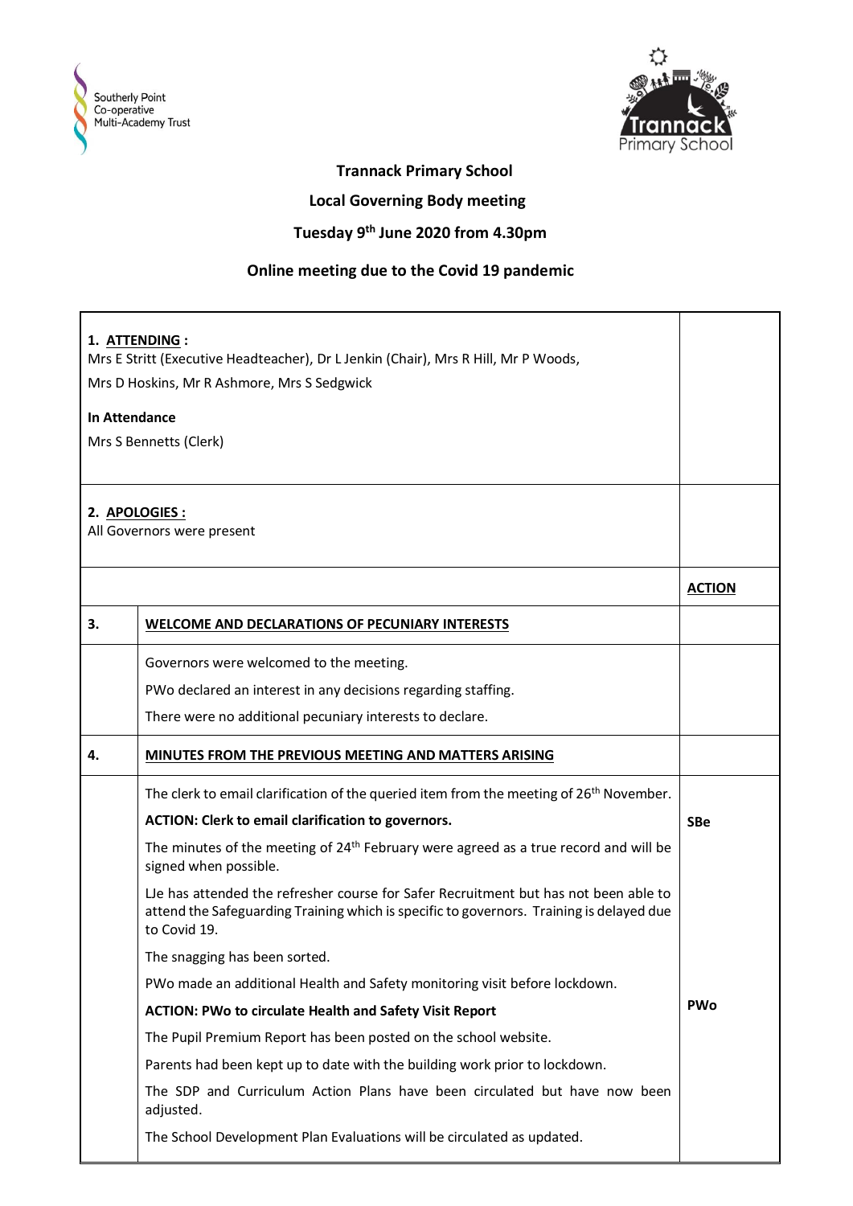**Trannack Primary School**

**Local Governing Body meeting**

**Tuesday 9th June 2020 from 4.30pm**

**Online meeting due to the Covid 19 pandemic**

**1. ATTENDING :**

Mrs E Stritt (Executive Headteacher), Dr L Jenkin (Chair), Mrs R Hill, Mr P Woods, Mrs D Hoskins, Mr R Ashmore, Mrs S Sedgwick

**In Attendance**

Mrs S Bennetts (Clerk)

**2. APOLOGIES :**

All Governors were present

| | | **ACTION** |
|---|---|---|
| **3.** | **WELCOME AND DECLARATIONS OF PECUNIARY INTERESTS** | |
| | Governors were welcomed to the meeting.<br>PWo declared an interest in any decisions regarding staffing.<br>There were no additional pecuniary interests to declare. | |
| **4.** | **MINUTES FROM THE PREVIOUS MEETING AND MATTERS ARISING** | |
| | The clerk to email clarification of the queried item from the meeting of 26th November.<br>**ACTION: Clerk to email clarification to governors.** | **SBe** |
| | The minutes of the meeting of 24th February were agreed as a true record and will be signed when possible.<br>LJe has attended the refresher course for Safer Recruitment but has not been able to attend the Safeguarding Training which is specific to governors. Training is delayed due to Covid 19.<br>The snagging has been sorted.<br>PWo made an additional Health and Safety monitoring visit before lockdown.<br>**ACTION: PWo to circulate Health and Safety Visit Report** | **PWo** |
| | The Pupil Premium Report has been posted on the school website.<br>Parents had been kept up to date with the building work prior to lockdown.<br>The SDP and Curriculum Action Plans have been circulated but have now been adjusted.<br>The School Development Plan Evaluations will be circulated as updated. | |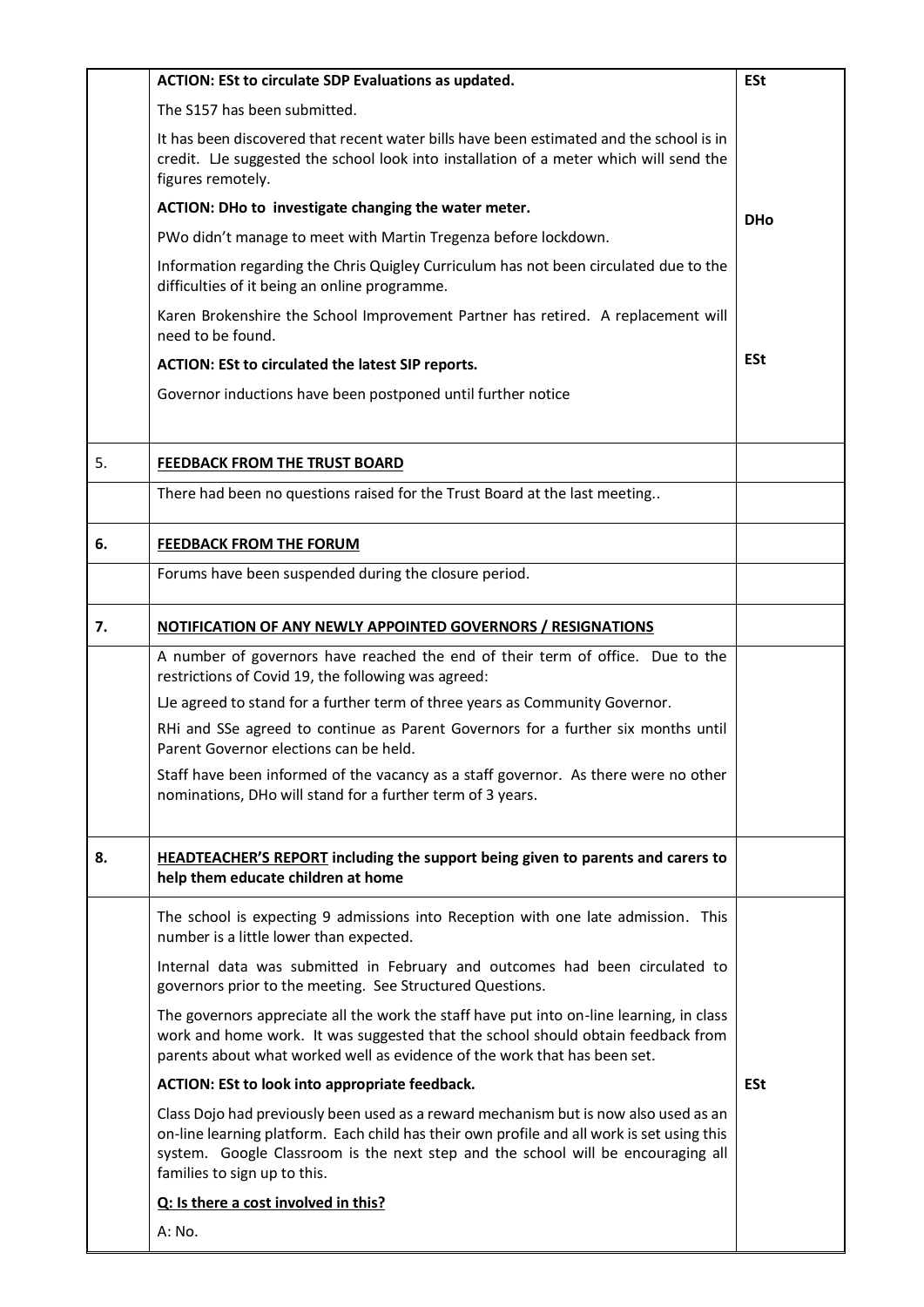| | | |
|---|---|---|
| | **ACTION: ESt to circulate SDP Evaluations as updated.** | **ESt** |
| | The S157 has been submitted. | |
| | It has been discovered that recent water bills have been estimated and the school is in credit. LJe suggested the school look into installation of a meter which will send the figures remotely. | |
| | **ACTION: DHo to investigate changing the water meter.** | **DHo** |
| | PWo didn't manage to meet with Martin Tregenza before lockdown. | |
| | Information regarding the Chris Quigley Curriculum has not been circulated due to the difficulties of it being an online programme. | |
| | Karen Brokenshire the School Improvement Partner has retired. A replacement will need to be found. | |
| | **ACTION: ESt to circulated the latest SIP reports.** | **ESt** |
| | Governor inductions have been postponed until further notice | |
| 5. | **<u>FEEDBACK FROM THE TRUST BOARD</u>** | |
| | There had been no questions raised for the Trust Board at the last meeting.. | |
| **6.** | **<u>FEEDBACK FROM THE FORUM</u>** | |
| | Forums have been suspended during the closure period. | |
| **7.** | **<u>NOTIFICATION OF ANY NEWLY APPOINTED GOVERNORS / RESIGNATIONS</u>** | |
| | A number of governors have reached the end of their term of office. Due to the restrictions of Covid 19, the following was agreed:<br>LJe agreed to stand for a further term of three years as Community Governor.<br>RHi and SSe agreed to continue as Parent Governors for a further six months until Parent Governor elections can be held.<br>Staff have been informed of the vacancy as a staff governor. As there were no other nominations, DHo will stand for a further term of 3 years. | |
| **8.** | **<u>HEADTEACHER'S REPORT</u> including the support being given to parents and carers to help them educate children at home** | |
| | The school is expecting 9 admissions into Reception with one late admission. This number is a little lower than expected. | |
| | Internal data was submitted in February and outcomes had been circulated to governors prior to the meeting. See Structured Questions. | |
| | The governors appreciate all the work the staff have put into on-line learning, in class work and home work. It was suggested that the school should obtain feedback from parents about what worked well as evidence of the work that has been set. | |
| | **ACTION: ESt to look into appropriate feedback.** | **ESt** |
| | Class Dojo had previously been used as a reward mechanism but is now also used as an on-line learning platform. Each child has their own profile and all work is set using this system. Google Classroom is the next step and the school will be encouraging all families to sign up to this. | |
| | **<u>Q: Is there a cost involved in this?</u>** | |
| | A: No. | |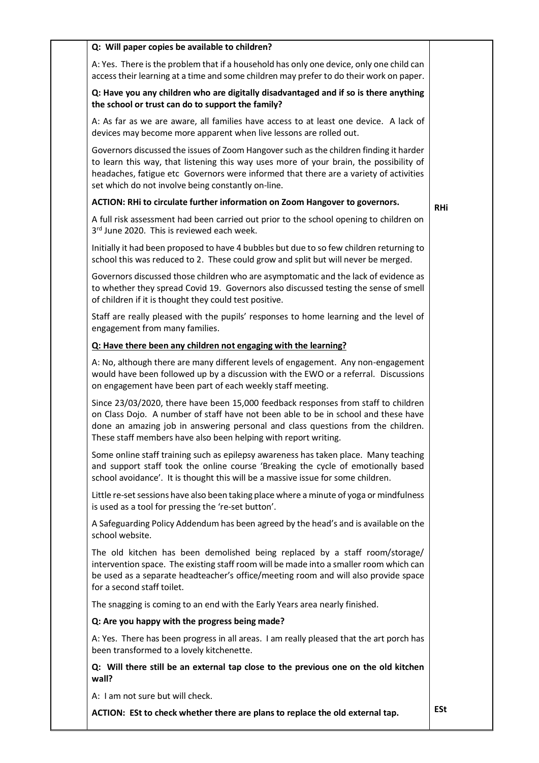**Q: Will paper copies be available to children?**

A: Yes. There is the problem that if a household has only one device, only one child can access their learning at a time and some children may prefer to do their work on paper.

**Q: Have you any children who are digitally disadvantaged and if so is there anything the school or trust can do to support the family?**

A: As far as we are aware, all families have access to at least one device. A lack of devices may become more apparent when live lessons are rolled out.

Governors discussed the issues of Zoom Hangover such as the children finding it harder to learn this way, that listening this way uses more of your brain, the possibility of headaches, fatigue etc Governors were informed that there are a variety of activities set which do not involve being constantly on-line.

**ACTION: RHi to circulate further information on Zoom Hangover to governors.** — **RHi**

A full risk assessment had been carried out prior to the school opening to children on 3rd June 2020. This is reviewed each week.

Initially it had been proposed to have 4 bubbles but due to so few children returning to school this was reduced to 2. These could grow and split but will never be merged.

Governors discussed those children who are asymptomatic and the lack of evidence as to whether they spread Covid 19. Governors also discussed testing the sense of smell of children if it is thought they could test positive.

Staff are really pleased with the pupils' responses to home learning and the level of engagement from many families.

**Q: Have there been any children not engaging with the learning?**

A: No, although there are many different levels of engagement. Any non-engagement would have been followed up by a discussion with the EWO or a referral. Discussions on engagement have been part of each weekly staff meeting.

Since 23/03/2020, there have been 15,000 feedback responses from staff to children on Class Dojo. A number of staff have not been able to be in school and these have done an amazing job in answering personal and class questions from the children. These staff members have also been helping with report writing.

Some online staff training such as epilepsy awareness has taken place. Many teaching and support staff took the online course 'Breaking the cycle of emotionally based school avoidance'. It is thought this will be a massive issue for some children.

Little re-set sessions have also been taking place where a minute of yoga or mindfulness is used as a tool for pressing the 're-set button'.

A Safeguarding Policy Addendum has been agreed by the head's and is available on the school website.

The old kitchen has been demolished being replaced by a staff room/storage/ intervention space. The existing staff room will be made into a smaller room which can be used as a separate headteacher's office/meeting room and will also provide space for a second staff toilet.

The snagging is coming to an end with the Early Years area nearly finished.

**Q: Are you happy with the progress being made?**

A: Yes. There has been progress in all areas. I am really pleased that the art porch has been transformed to a lovely kitchenette.

**Q: Will there still be an external tap close to the previous one on the old kitchen wall?**

A: I am not sure but will check.

**ACTION: ESt to check whether there are plans to replace the old external tap.** — **ESt**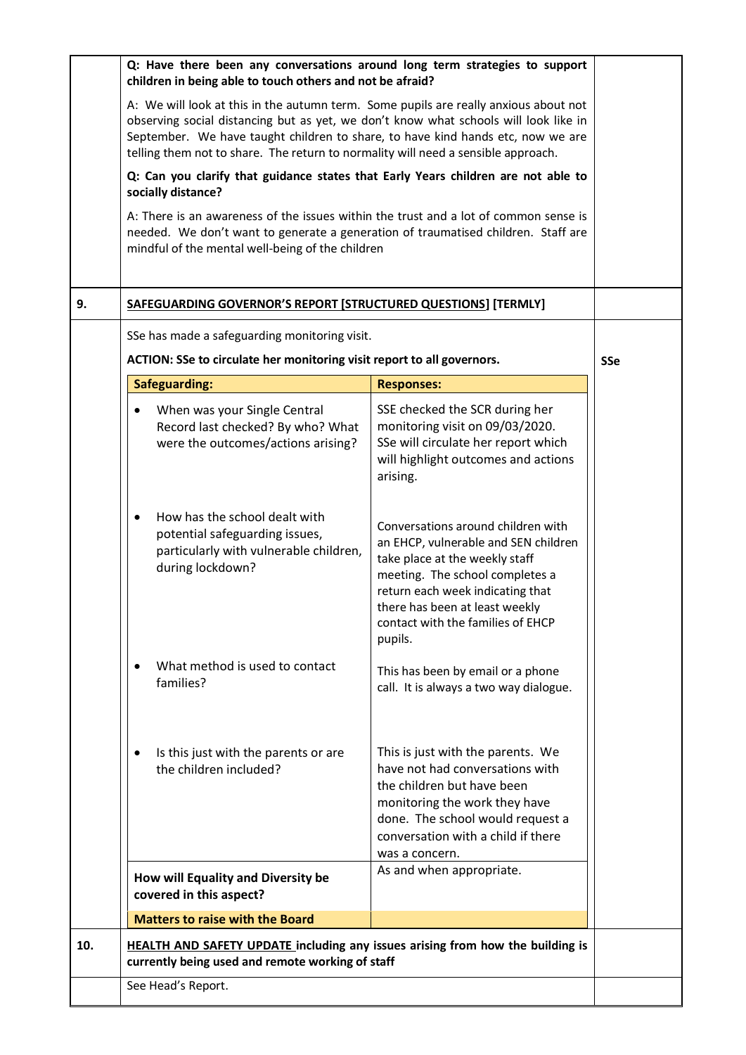**Q: Have there been any conversations around long term strategies to support children in being able to touch others and not be afraid?**

A: We will look at this in the autumn term. Some pupils are really anxious about not observing social distancing but as yet, we don't know what schools will look like in September. We have taught children to share, to have kind hands etc, now we are telling them not to share. The return to normality will need a sensible approach.

**Q: Can you clarify that guidance states that Early Years children are not able to socially distance?**

A: There is an awareness of the issues within the trust and a lot of common sense is needed. We don't want to generate a generation of traumatised children. Staff are mindful of the mental well-being of the children

## 9. SAFEGUARDING GOVERNOR'S REPORT [STRUCTURED QUESTIONS] [TERMLY]

SSe has made a safeguarding monitoring visit.

**ACTION: SSe to circulate her monitoring visit report to all governors.** — **SSe**

| Safeguarding: | Responses: |
|---|---|
| • When was your Single Central Record last checked? By who? What were the outcomes/actions arising? | SSE checked the SCR during her monitoring visit on 09/03/2020. SSe will circulate her report which will highlight outcomes and actions arising. |
| • How has the school dealt with potential safeguarding issues, particularly with vulnerable children, during lockdown? | Conversations around children with an EHCP, vulnerable and SEN children take place at the weekly staff meeting. The school completes a return each week indicating that there has been at least weekly contact with the families of EHCP pupils. |
| • What method is used to contact families? | This has been by email or a phone call. It is always a two way dialogue. |
| • Is this just with the parents or are the children included? | This is just with the parents. We have not had conversations with the children but have been monitoring the work they have done. The school would request a conversation with a child if there was a concern. |
| **How will Equality and Diversity be covered in this aspect?** | As and when appropriate. |
| **Matters to raise with the Board** | |

## 10. HEALTH AND SAFETY UPDATE including any issues arising from how the building is currently being used and remote working of staff

See Head's Report.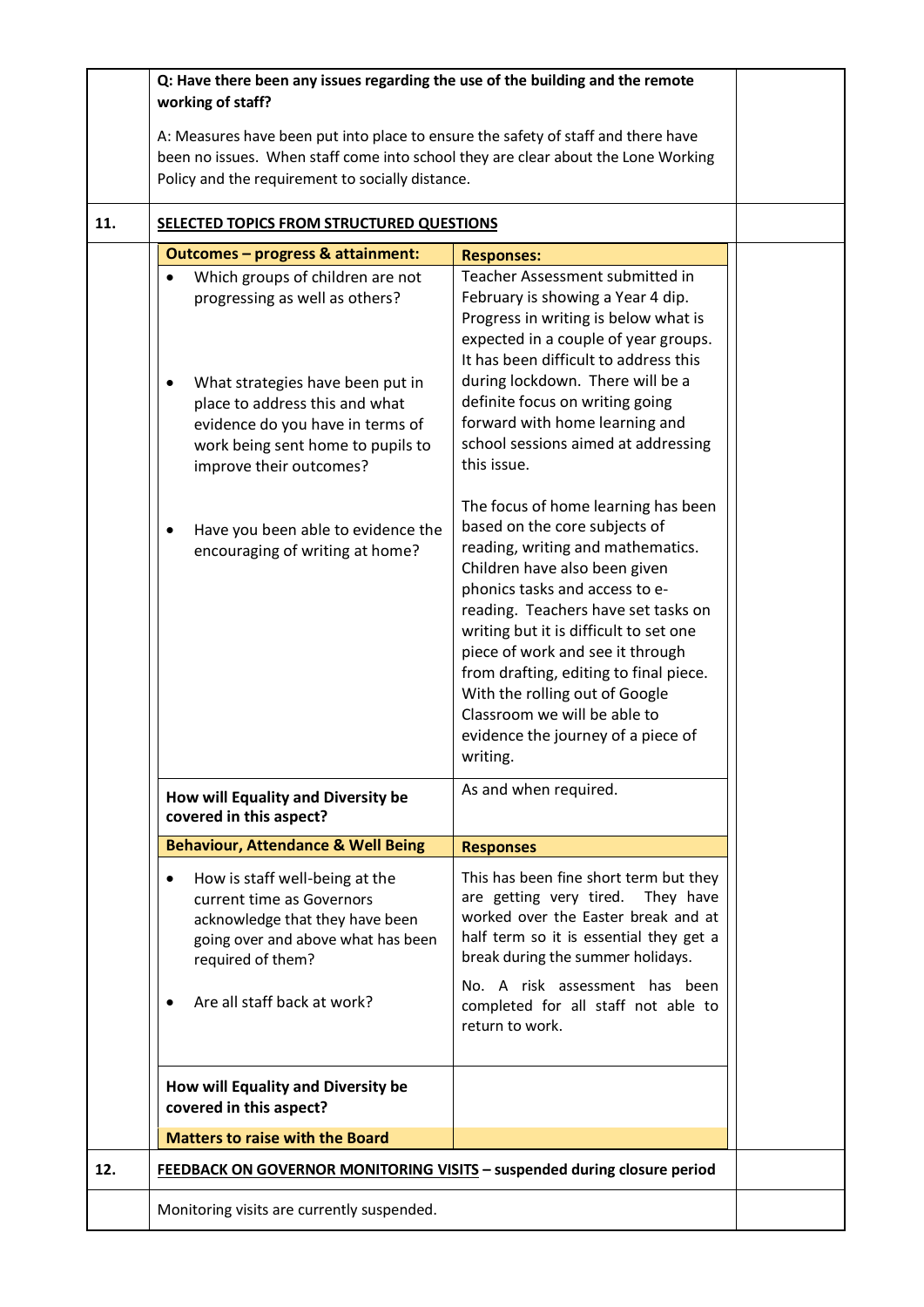| | | |
|---|---|---|
| | **Q: Have there been any issues regarding the use of the building and the remote working of staff?**<br><br>A: Measures have been put into place to ensure the safety of staff and there have been no issues. When staff come into school they are clear about the Lone Working Policy and the requirement to socially distance. | |
| **11.** | **<u>SELECTED TOPICS FROM STRUCTURED QUESTIONS</u>** | |

| Outcomes – progress & attainment: | Responses: |
|---|---|
| • Which groups of children are not progressing as well as others?<br><br>• What strategies have been put in place to address this and what evidence do you have in terms of work being sent home to pupils to improve their outcomes?<br><br>• Have you been able to evidence the encouraging of writing at home? | Teacher Assessment submitted in February is showing a Year 4 dip. Progress in writing is below what is expected in a couple of year groups. It has been difficult to address this during lockdown. There will be a definite focus on writing going forward with home learning and school sessions aimed at addressing this issue.<br><br>The focus of home learning has been based on the core subjects of reading, writing and mathematics. Children have also been given phonics tasks and access to e-reading. Teachers have set tasks on writing but it is difficult to set one piece of work and see it through from drafting, editing to final piece. With the rolling out of Google Classroom we will be able to evidence the journey of a piece of writing. |
| **How will Equality and Diversity be covered in this aspect?** | As and when required. |
| **Behaviour, Attendance & Well Being** | **Responses** |
| • How is staff well-being at the current time as Governors acknowledge that they have been going over and above what has been required of them?<br><br>• Are all staff back at work? | This has been fine short term but they are getting very tired. They have worked over the Easter break and at half term so it is essential they get a break during the summer holidays.<br><br>No. A risk assessment has been completed for all staff not able to return to work. |
| **How will Equality and Diversity be covered in this aspect?** | |
| **Matters to raise with the Board** | |

| | | |
|---|---|---|
| **12.** | **<u>FEEDBACK ON GOVERNOR MONITORING VISITS</u> – suspended during closure period** | |
| | Monitoring visits are currently suspended. | |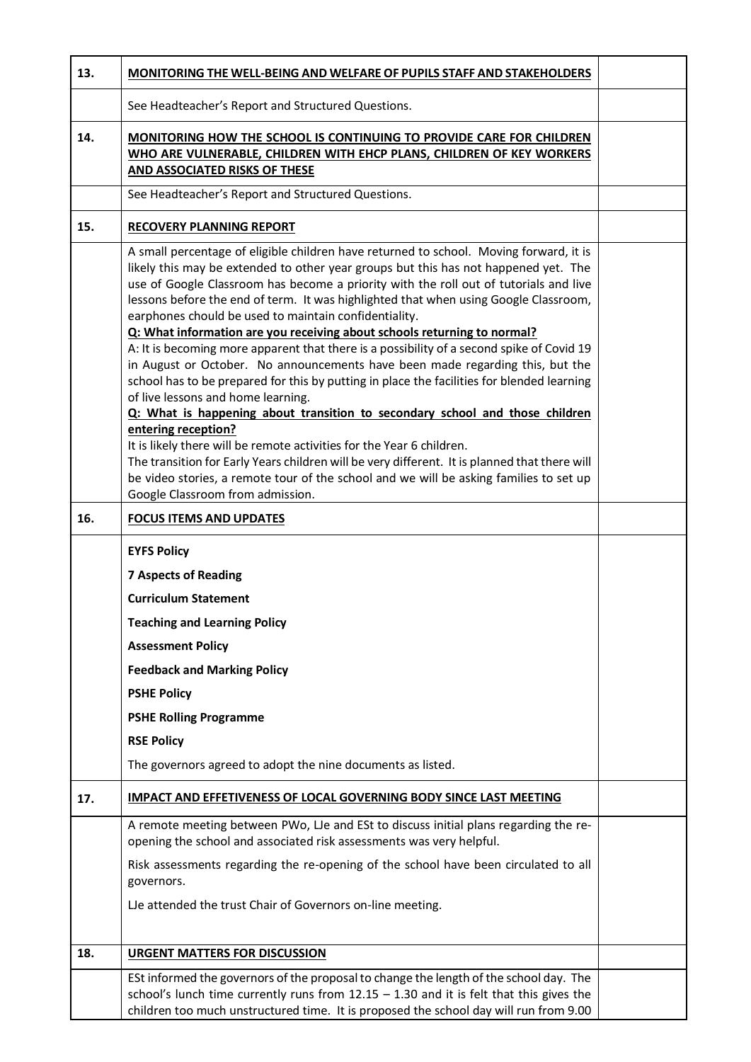| | | |
|---|---|---|
| **13.** | **MONITORING THE WELL-BEING AND WELFARE OF PUPILS STAFF AND STAKEHOLDERS** | |
| | See Headteacher's Report and Structured Questions. | |
| **14.** | **MONITORING HOW THE SCHOOL IS CONTINUING TO PROVIDE CARE FOR CHILDREN WHO ARE VULNERABLE, CHILDREN WITH EHCP PLANS, CHILDREN OF KEY WORKERS AND ASSOCIATED RISKS OF THESE** | |
| | See Headteacher's Report and Structured Questions. | |
| **15.** | **RECOVERY PLANNING REPORT** | |
| | A small percentage of eligible children have returned to school. Moving forward, it is likely this may be extended to other year groups but this has not happened yet. The use of Google Classroom has become a priority with the roll out of tutorials and live lessons before the end of term. It was highlighted that when using Google Classroom, earphones chould be used to maintain confidentiality.<br>**Q: What information are you receiving about schools returning to normal?**<br>A: It is becoming more apparent that there is a possibility of a second spike of Covid 19 in August or October. No announcements have been made regarding this, but the school has to be prepared for this by putting in place the facilities for blended learning of live lessons and home learning.<br>**Q: What is happening about transition to secondary school and those children entering reception?**<br>It is likely there will be remote activities for the Year 6 children.<br>The transition for Early Years children will be very different. It is planned that there will be video stories, a remote tour of the school and we will be asking families to set up Google Classroom from admission. | |
| **16.** | **FOCUS ITEMS AND UPDATES** | |
| | **EYFS Policy**<br>**7 Aspects of Reading**<br>**Curriculum Statement**<br>**Teaching and Learning Policy**<br>**Assessment Policy**<br>**Feedback and Marking Policy**<br>**PSHE Policy**<br>**PSHE Rolling Programme**<br>**RSE Policy**<br>The governors agreed to adopt the nine documents as listed. | |
| **17.** | **IMPACT AND EFFETIVENESS OF LOCAL GOVERNING BODY SINCE LAST MEETING** | |
| | A remote meeting between PWo, LJe and ESt to discuss initial plans regarding the re-opening the school and associated risk assessments was very helpful.<br>Risk assessments regarding the re-opening of the school have been circulated to all governors.<br>LJe attended the trust Chair of Governors on-line meeting. | |
| **18.** | **URGENT MATTERS FOR DISCUSSION** | |
| | ESt informed the governors of the proposal to change the length of the school day. The school's lunch time currently runs from 12.15 – 1.30 and it is felt that this gives the children too much unstructured time. It is proposed the school day will run from 9.00 | |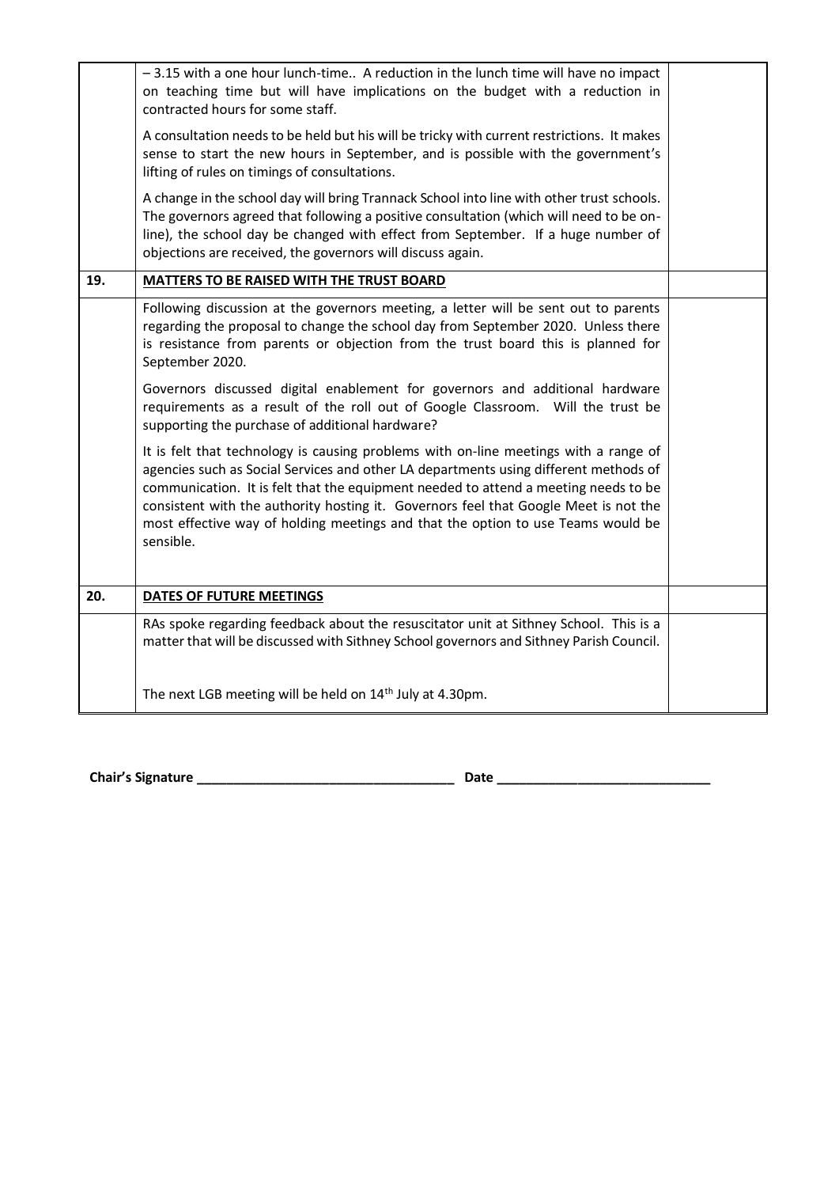| | | |
|---|---|---|
| | – 3.15 with a one hour lunch-time.. A reduction in the lunch time will have no impact on teaching time but will have implications on the budget with a reduction in contracted hours for some staff.<br><br>A consultation needs to be held but his will be tricky with current restrictions. It makes sense to start the new hours in September, and is possible with the government's lifting of rules on timings of consultations.<br><br>A change in the school day will bring Trannack School into line with other trust schools. The governors agreed that following a positive consultation (which will need to be on-line), the school day be changed with effect from September. If a huge number of objections are received, the governors will discuss again. | |
| **19.** | **MATTERS TO BE RAISED WITH THE TRUST BOARD** | |
| | Following discussion at the governors meeting, a letter will be sent out to parents regarding the proposal to change the school day from September 2020. Unless there is resistance from parents or objection from the trust board this is planned for September 2020.<br><br>Governors discussed digital enablement for governors and additional hardware requirements as a result of the roll out of Google Classroom. Will the trust be supporting the purchase of additional hardware?<br><br>It is felt that technology is causing problems with on-line meetings with a range of agencies such as Social Services and other LA departments using different methods of communication. It is felt that the equipment needed to attend a meeting needs to be consistent with the authority hosting it. Governors feel that Google Meet is not the most effective way of holding meetings and that the option to use Teams would be sensible. | |
| **20.** | **DATES OF FUTURE MEETINGS** | |
| | RAs spoke regarding feedback about the resuscitator unit at Sithney School. This is a matter that will be discussed with Sithney School governors and Sithney Parish Council.<br><br>The next LGB meeting will be held on 14th July at 4.30pm. | |

**Chair's Signature** ___________________________________ **Date** ____________________________